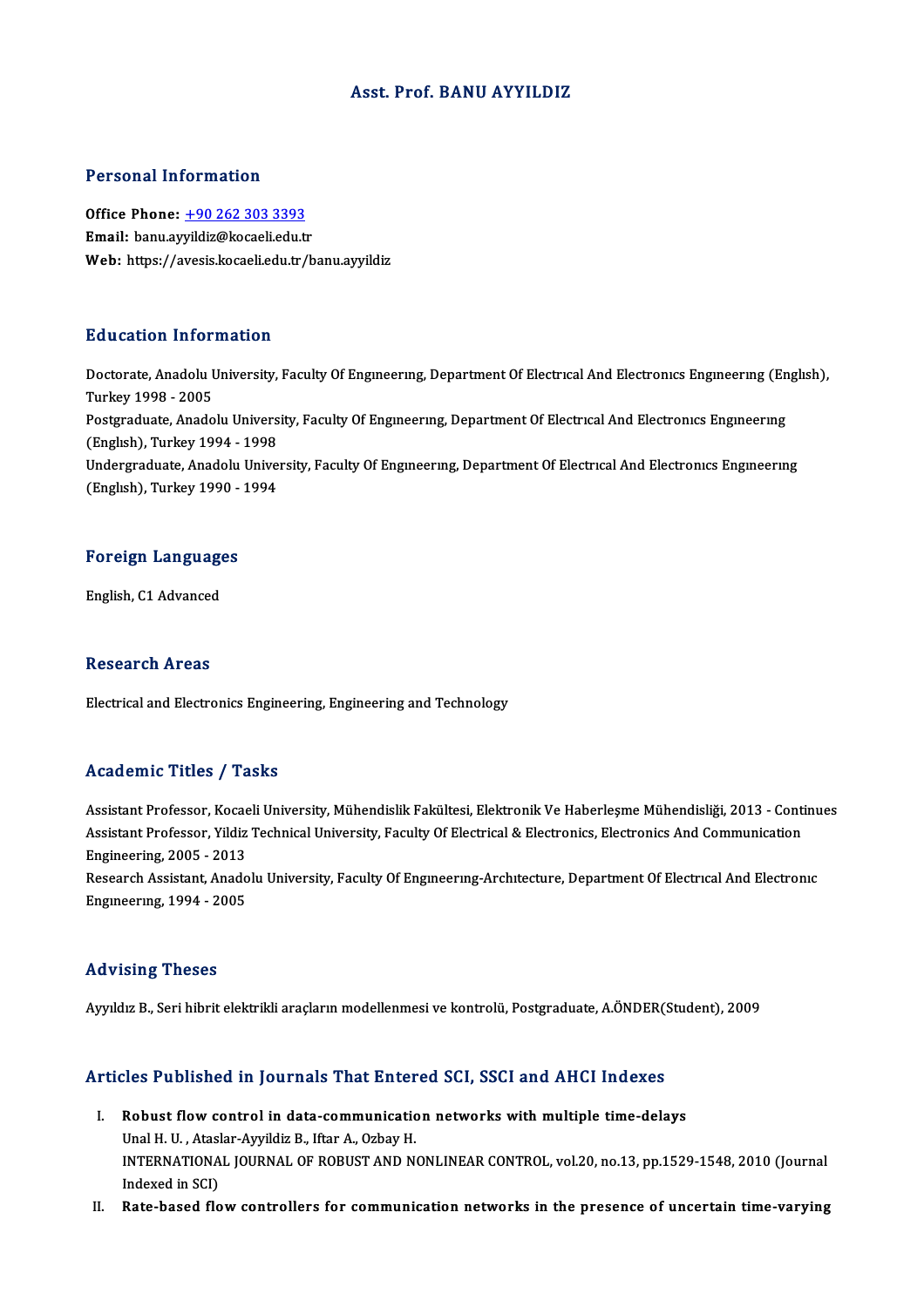# Asst. Prof. BANU AYYILDIZ

## Personal Information

**Office Phone:** +90 262 303 3393
**Email:** banu.ayyildiz@kocaeli.edu.tr
**Web:** https://avesis.kocaeli.edu.tr/banu.ayyildiz

## Education Information

Doctorate, Anadolu University, Faculty Of Engıneerıng, Department Of Electrıcal And Electronıcs Engıneerıng (Englısh), Turkey 1998 - 2005
Postgraduate, Anadolu University, Faculty Of Engıneerıng, Department Of Electrıcal And Electronıcs Engıneerıng (Englısh), Turkey 1994 - 1998
Undergraduate, Anadolu University, Faculty Of Engıneerıng, Department Of Electrıcal And Electronıcs Engıneerıng (Englısh), Turkey 1990 - 1994

## Foreign Languages

English, C1 Advanced

## Research Areas

Electrical and Electronics Engineering, Engineering and Technology

## Academic Titles / Tasks

Assistant Professor, Kocaeli University, Mühendislik Fakültesi, Elektronik Ve Haberleşme Mühendisliği, 2013 - Continues
Assistant Professor, Yildiz Technical University, Faculty Of Electrical & Electronics, Electronics And Communication Engineering, 2005 - 2013
Research Assistant, Anadolu University, Faculty Of Engıneerıng-Archıtecture, Department Of Electrıcal And Electronıc Engıneerıng, 1994 - 2005

## Advising Theses

Ayyıldız B., Seri hibrit elektrikli araçların modellenmesi ve kontrolü, Postgraduate, A.ÖNDER(Student), 2009

## Articles Published in Journals That Entered SCI, SSCI and AHCI Indexes

I. **Robust flow control in data-communication networks with multiple time-delays**
Unal H. U. , Ataslar-Ayyildiz B., Iftar A., Ozbay H.
INTERNATIONAL JOURNAL OF ROBUST AND NONLINEAR CONTROL, vol.20, no.13, pp.1529-1548, 2010 (Journal Indexed in SCI)
II. **Rate-based flow controllers for communication networks in the presence of uncertain time-varying**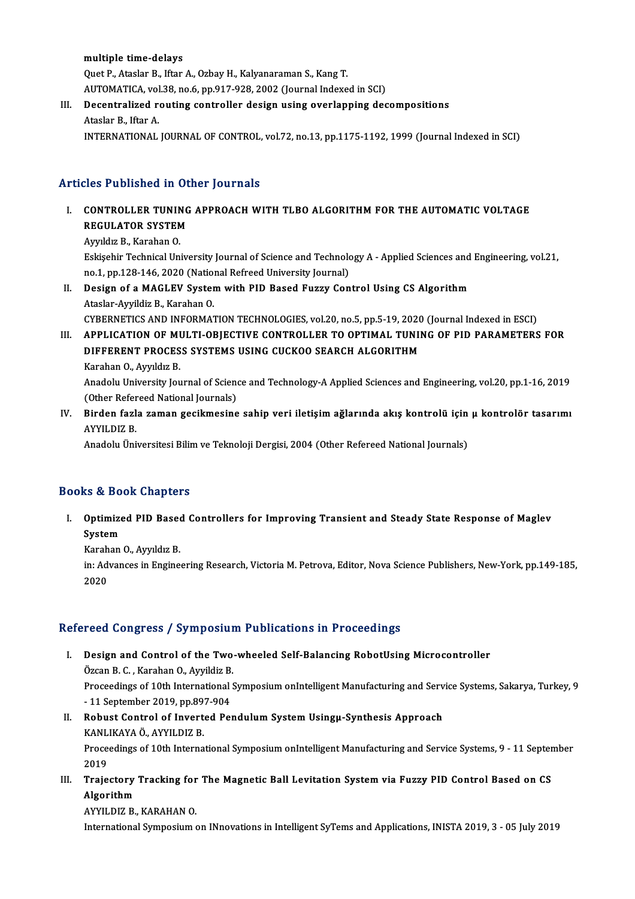multiple time-delays
Quet P., Ataslar B., Iftar A., Ozbay H., Kalyanaraman S., Kang T.
AUTOMATICA, vol.38, no.6, pp.917-928, 2002 (Journal Indexed in SCI)

III. **Decentralized routing controller design using overlapping decompositions**
Ataslar B., Iftar A.
INTERNATIONAL JOURNAL OF CONTROL, vol.72, no.13, pp.1175-1192, 1999 (Journal Indexed in SCI)

## Articles Published in Other Journals

I. **CONTROLLER TUNING APPROACH WITH TLBO ALGORITHM FOR THE AUTOMATIC VOLTAGE REGULATOR SYSTEM**
Ayyıldız B., Karahan O.
Eskişehir Technical University Journal of Science and Technology A - Applied Sciences and Engineering, vol.21, no.1, pp.128-146, 2020 (National Refreed University Journal)

II. **Design of a MAGLEV System with PID Based Fuzzy Control Using CS Algorithm**
Ataslar-Ayyildiz B., Karahan O.
CYBERNETICS AND INFORMATION TECHNOLOGIES, vol.20, no.5, pp.5-19, 2020 (Journal Indexed in ESCI)

III. **APPLICATION OF MULTI-OBJECTIVE CONTROLLER TO OPTIMAL TUNING OF PID PARAMETERS FOR DIFFERENT PROCESS SYSTEMS USING CUCKOO SEARCH ALGORITHM**
Karahan O., Ayyıldız B.
Anadolu University Journal of Science and Technology-A Applied Sciences and Engineering, vol.20, pp.1-16, 2019 (Other Refereed National Journals)

IV. **Birden fazla zaman gecikmesine sahip veri iletişim ağlarında akış kontrolü için µ kontrolör tasarımı**
AYYILDIZ B.
Anadolu Üniversitesi Bilim ve Teknoloji Dergisi, 2004 (Other Refereed National Journals)

## Books & Book Chapters

I. **Optimized PID Based Controllers for Improving Transient and Steady State Response of Maglev System**
Karahan O., Ayyıldız B.
in: Advances in Engineering Research, Victoria M. Petrova, Editor, Nova Science Publishers, New-York, pp.149-185, 2020

## Refereed Congress / Symposium Publications in Proceedings

I. **Design and Control of the Two-wheeled Self-Balancing RobotUsing Microcontroller**
Özcan B. C. , Karahan O., Ayyildiz B.
Proceedings of 10th International Symposium onIntelligent Manufacturing and Service Systems, Sakarya, Turkey, 9 - 11 September 2019, pp.897-904

II. **Robust Control of Inverted Pendulum System Usingµ-Synthesis Approach**
KANLIKAYA Ö., AYYILDIZ B.
Proceedings of 10th International Symposium onIntelligent Manufacturing and Service Systems, 9 - 11 September 2019

III. **Trajectory Tracking for The Magnetic Ball Levitation System via Fuzzy PID Control Based on CS Algorithm**
AYYILDIZ B., KARAHAN O.
International Symposium on INnovations in Intelligent SyTems and Applications, INISTA 2019, 3 - 05 July 2019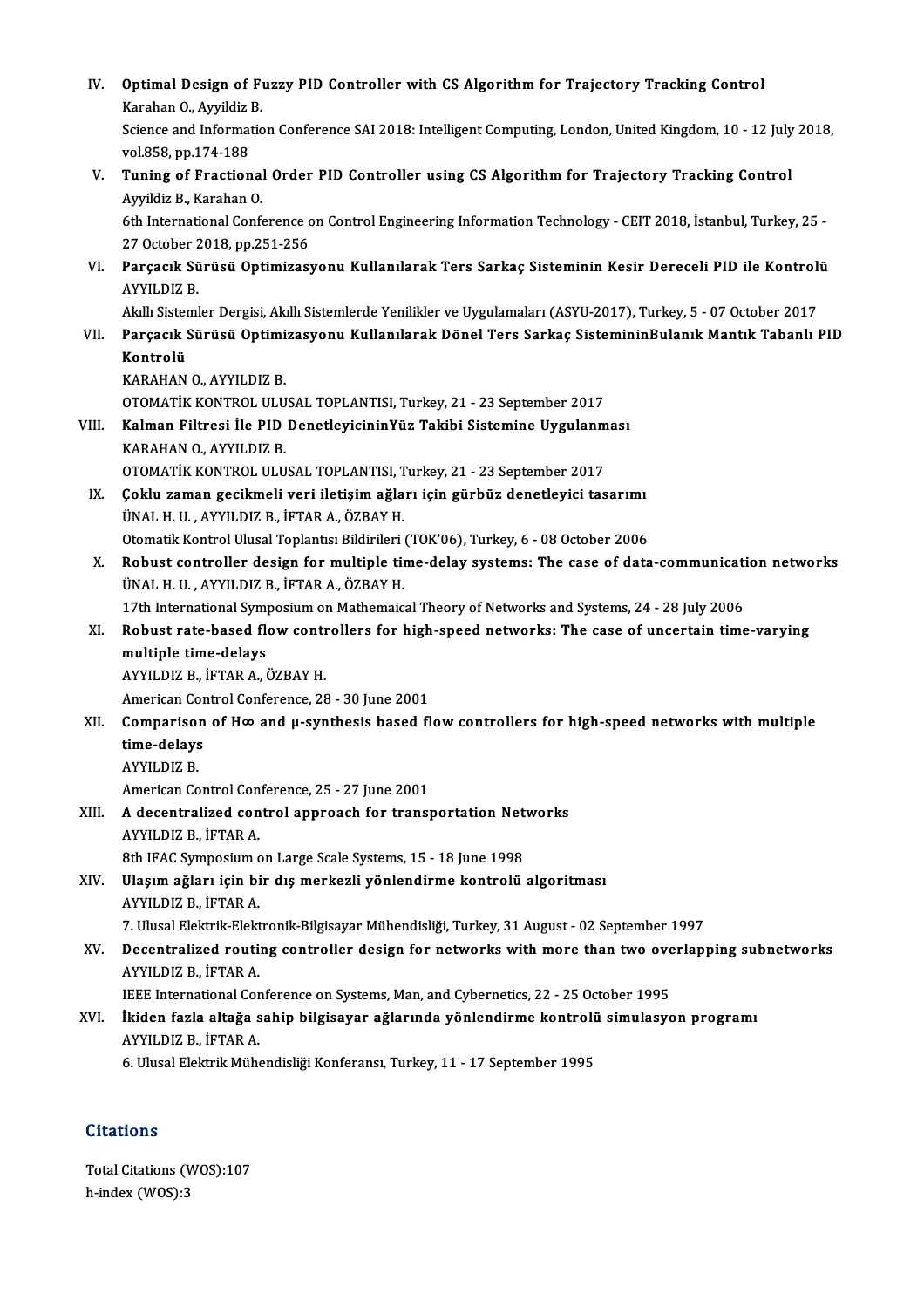IV. **Optimal Design of Fuzzy PID Controller with CS Algorithm for Trajectory Tracking Control**
Karahan O., Ayyildiz B.
Science and Information Conference SAI 2018: Intelligent Computing, London, United Kingdom, 10 - 12 July 2018, vol.858, pp.174-188

V. **Tuning of Fractional Order PID Controller using CS Algorithm for Trajectory Tracking Control**
Ayyildiz B., Karahan O.
6th International Conference on Control Engineering Information Technology - CEIT 2018, İstanbul, Turkey, 25 - 27 October 2018, pp.251-256

VI. **Parçacık Sürüsü Optimizasyonu Kullanılarak Ters Sarkaç Sisteminin Kesir Dereceli PID ile Kontrolü**
AYYILDIZ B.
Akıllı Sistemler Dergisi, Akıllı Sistemlerde Yenilikler ve Uygulamaları (ASYU-2017), Turkey, 5 - 07 October 2017

VII. **Parçacık Sürüsü Optimizasyonu Kullanılarak Dönel Ters Sarkaç SistemininBulanık Mantık Tabanlı PID Kontrolü**
KARAHAN O., AYYILDIZ B.
OTOMATİK KONTROL ULUSAL TOPLANTISI, Turkey, 21 - 23 September 2017

VIII. **Kalman Filtresi İle PID DenetleyicininYüz Takibi Sistemine Uygulanması**
KARAHAN O., AYYILDIZ B.
OTOMATİK KONTROL ULUSAL TOPLANTISI, Turkey, 21 - 23 September 2017

IX. **Çoklu zaman gecikmeli veri iletişim ağları için gürbüz denetleyici tasarımı**
ÜNAL H. U. , AYYILDIZ B., İFTAR A., ÖZBAY H.
Otomatik Kontrol Ulusal Toplantısı Bildirileri (TOK'06), Turkey, 6 - 08 October 2006

X. **Robust controller design for multiple time-delay systems: The case of data-communication networks**
ÜNAL H. U. , AYYILDIZ B., İFTAR A., ÖZBAY H.
17th International Symposium on Mathemaical Theory of Networks and Systems, 24 - 28 July 2006

XI. **Robust rate-based flow controllers for high-speed networks: The case of uncertain time-varying multiple time-delays**
AYYILDIZ B., İFTAR A., ÖZBAY H.
American Control Conference, 28 - 30 June 2001

XII. **Comparison of H∞ and μ-synthesis based flow controllers for high-speed networks with multiple time-delays**
AYYILDIZ B.
American Control Conference, 25 - 27 June 2001

XIII. **A decentralized control approach for transportation Networks**
AYYILDIZ B., İFTAR A.
8th IFAC Symposium on Large Scale Systems, 15 - 18 June 1998

XIV. **Ulaşım ağları için bir dış merkezli yönlendirme kontrolü algoritması**
AYYILDIZ B., İFTAR A.
7. Ulusal Elektrik-Elektronik-Bilgisayar Mühendisliği, Turkey, 31 August - 02 September 1997

XV. **Decentralized routing controller design for networks with more than two overlapping subnetworks**
AYYILDIZ B., İFTAR A.
IEEE International Conference on Systems, Man, and Cybernetics, 22 - 25 October 1995

XVI. **İkiden fazla altağa sahip bilgisayar ağlarında yönlendirme kontrolü simulasyon programı**
AYYILDIZ B., İFTAR A.
6. Ulusal Elektrik Mühendisliği Konferansı, Turkey, 11 - 17 September 1995

## Citations

Total Citations (WOS):107
h-index (WOS):3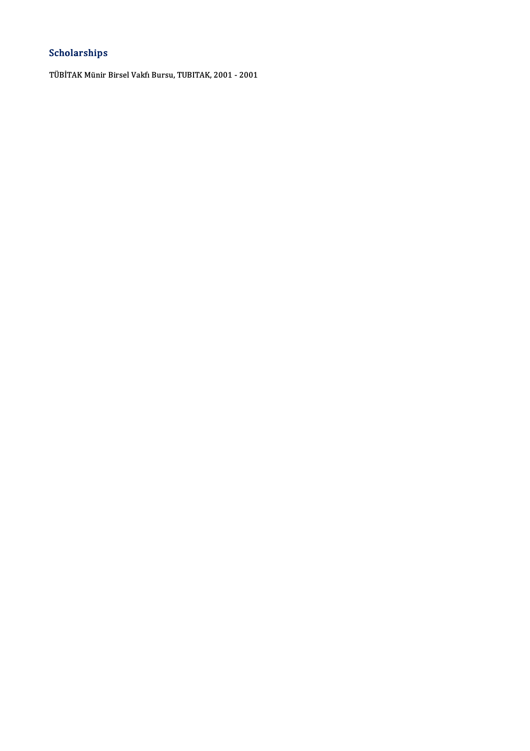## Scholarships

TÜBİTAK Münir Birsel Vakfı Bursu, TUBITAK, 2001 - 2001